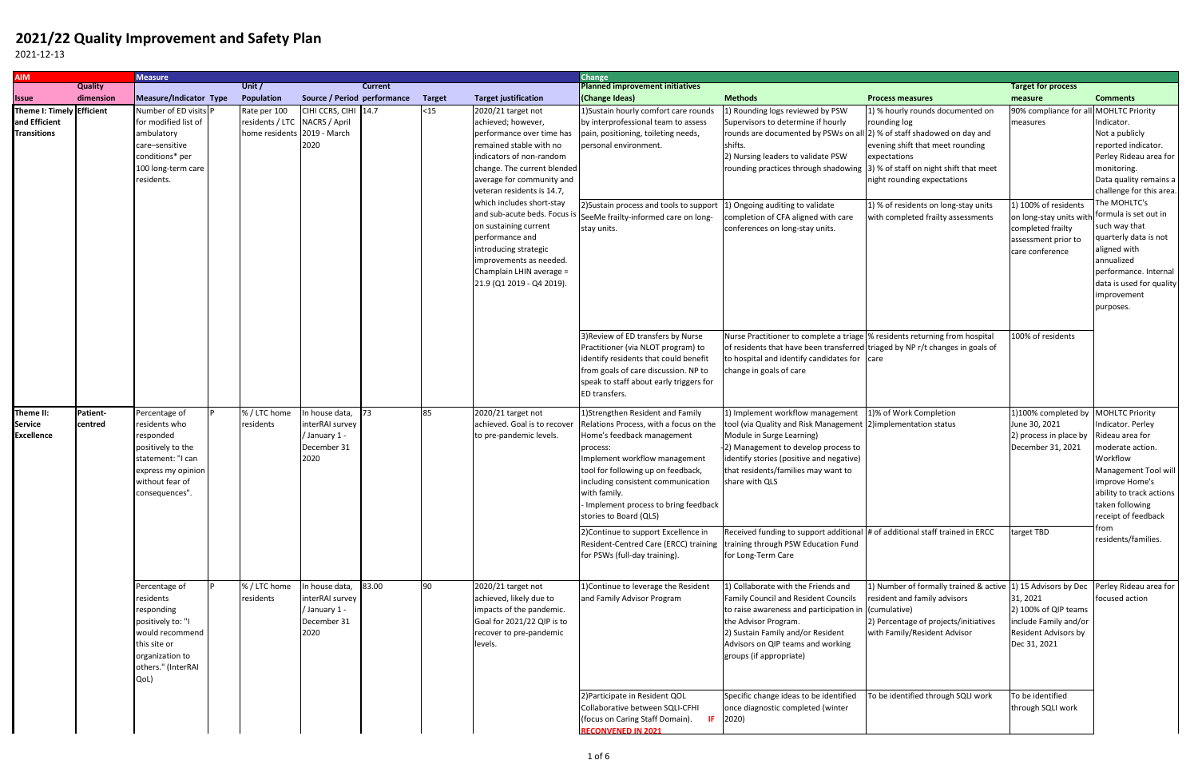# 2021/22 Quality Improvement and Safety Plan

2021-12-13

| AIM | | Measure | | | | | | | Change | | | | |
|---|---|---|---|---|---|---|---|---|---|---|---|---|---|
| | Quality | | | Unit / | | Current | | | Planned improvement initiatives | | | Target for process | |
| Issue | dimension | Measure/Indicator | Type | Population | Source / Period | performance | Target | Target justification | (Change Ideas) | Methods | Process measures | measure | Comments |
| Theme I: Timely and Efficient Transitions | Efficient | Number of ED visits for modified list of ambulatory care–sensitive conditions* per 100 long-term care residents. | P | Rate per 100 residents / LTC home residents | CIHI CCRS, CIHI NACRS / April 2019 - March 2020 | 14.7 | <15 | 2020/21 target not achieved; however, performance over time has remained stable with no indicators of non-random change. The current blended average for community and veteran residents is 14.7, which includes short-stay and sub-acute beds. Focus is on sustaining current performance and introducing strategic improvements as needed. Champlain LHIN average = 21.9 (Q1 2019 - Q4 2019). | 1)Sustain hourly comfort care rounds by interprofessional team to assess pain, positioning, toileting needs, personal environment. | 1) Rounding logs reviewed by PSW Supervisors to determine if hourly rounds are documented by PSWs on all shifts.<br>2) Nursing leaders to validate PSW rounding practices through shadowing | 1) % hourly rounds documented on rounding log<br>2) % of staff shadowed on day and evening shift that meet rounding expectations<br>3) % of staff on night shift that meet night rounding expectations | 90% compliance for all measures | MOHLTC Priority Indicator. Not a publicly reported indicator. Perley Rideau area for monitoring. Data quality remains a challenge for this area. The MOHLTC's formula is set out in such way that quarterly data is not aligned with annualized performance. Internal data is used for quality improvement purposes. |
| | | | | | | | | | 2)Sustain process and tools to support SeeMe frailty-informed care on long-stay units. | 1) Ongoing auditing to validate completion of CFA aligned with care conferences on long-stay units. | 1) % of residents on long-stay units with completed frailty assessments | 1) 100% of residents on long-stay units with completed frailty assessment prior to care conference | |
| | | | | | | | | | 3)Review of ED transfers by Nurse Practitioner (via NLOT program) to identify residents that could benefit from goals of care discussion. NP to speak to staff about early triggers for ED transfers. | Nurse Practitioner to complete a triage of residents that have been transferred to hospital and identify candidates for change in goals of care | % residents returning from hospital triaged by NP r/t changes in goals of care | 100% of residents | |
| Theme II: Service Excellence | Patient-centred | Percentage of residents who responded positively to the statement: "I can express my opinion without fear of consequences". | P | % / LTC home residents | In house data, interRAI survey / January 1 - December 31 2020 | 73 | 85 | 2020/21 target not achieved. Goal is to recover to pre-pandemic levels. | 1)Strengthen Resident and Family Relations Process, with a focus on the Home's feedback management process:<br>Implement workflow management tool for following up on feedback, including consistent communication with family.<br>- Implement process to bring feedback stories to Board (QLS) | 1) Implement workflow management tool (via Quality and Risk Management Module in Surge Learning)<br>-2) Management to develop process to identify stories (positive and negative) that residents/families may want to share with QLS | 1)% of Work Completion<br>2)implementation status | 1)100% completed by June 30, 2021<br>2) process in place by December 31, 2021 | MOHLTC Priority Indicator. Perley Rideau area for moderate action. Workflow Management Tool will improve Home's ability to track actions taken following receipt of feedback from residents/families. |
| | | | | | | | | | 2)Continue to support Excellence in Resident-Centred Care (ERCC) training for PSWs (full-day training). | Received funding to support additional training through PSW Education Fund for Long-Term Care | # of additional staff trained in ERCC | target TBD | |
| | | Percentage of residents responding positively to: "I would recommend this site or organization to others." (InterRAI QoL) | P | % / LTC home residents | In house data, interRAI survey / January 1 - December 31 2020 | 83.00 | 90 | 2020/21 target not achieved, likely due to impacts of the pandemic. Goal for 2021/22 QIP is to recover to pre-pandemic levels. | 1)Continue to leverage the Resident and Family Advisor Program | 1) Collaborate with the Friends and Family Council and Resident Councils to raise awareness and participation in the Advisor Program.<br>2) Sustain Family and/or Resident Advisors on QIP teams and working groups (if appropriate) | 1) Number of formally trained & active resident and family advisors (cumulative)<br>2) Percentage of projects/initiatives with Family/Resident Advisor | 1) 15 Advisors by Dec 31, 2021<br>2) 100% of QIP teams include Family and/or Resident Advisors by Dec 31, 2021 | Perley Rideau area for focused action |
| | | | | | | | | | 2)Participate in Resident QOL Collaborative between SQLI-CFHI (focus on Caring Staff Domain). **IF RECONVENED IN 2021** | Specific change ideas to be identified once diagnostic completed (winter 2020) | To be identified through SQLI work | To be identified through SQLI work | |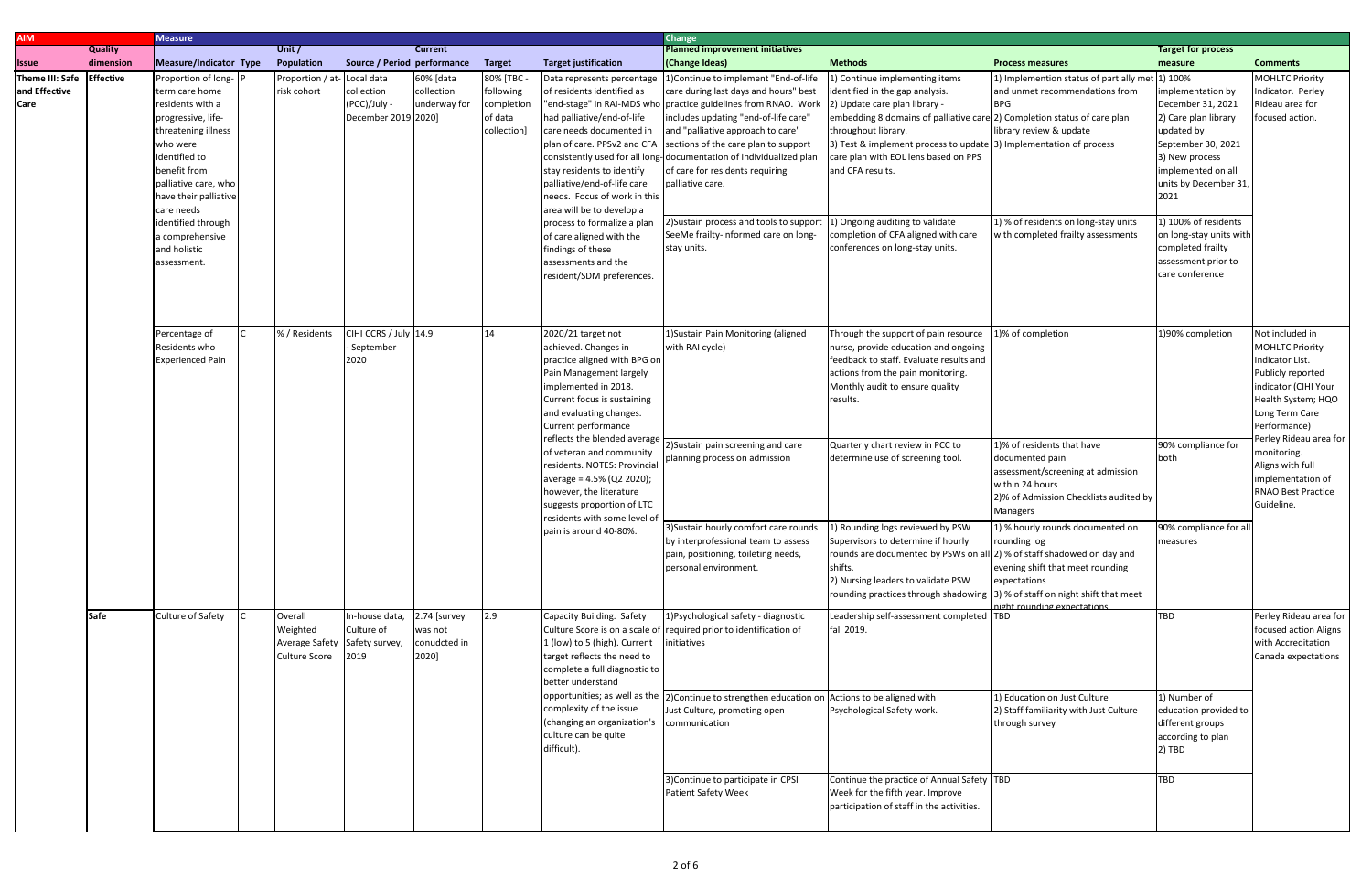| AIM | | Measure | | | | | | | Change | | | | |
|---|---|---|---|---|---|---|---|---|---|---|---|---|---|
| Issue | Quality dimension | Measure/Indicator | Type | Unit / Population | Source / Period | Current performance | Target | Target justification | Planned improvement initiatives (Change Ideas) | Methods | Process measures | Target for process measure | Comments |
| Theme III: Safe and Effective Care | Effective | Proportion of long-term care home residents with a progressive, life-threatening illness who were identified to benefit from palliative care, who have their palliative care needs identified through a comprehensive and holistic assessment. | P | Proportion / at-risk cohort | Local data collection (PCC)/July - December 2019 | 60% [data collection underway for 2020] | 80% [TBC - following completion of data collection] | Data represents percentage of residents identified as "end-stage" in RAI-MDS who had palliative/end-of-life care needs documented in plan of care. PPSv2 and CFA consistently used for all long-stay residents to identify palliative/end-of-life care needs. Focus of work in this area will be to develop a process to formalize a plan of care aligned with the findings of these assessments and the resident/SDM preferences. | 1)Continue to implement "End-of-life care during last days and hours" best practice guidelines from RNAO. Work includes updating "end-of-life care" and "palliative approach to care" sections of the care plan to support documentation of individualized plan of care for residents requiring palliative care. | 1) Continue implementing items identified in the gap analysis. 2) Update care plan library - embedding 8 domains of palliative care throughout library. 3) Test & implement process to update care plan with EOL lens based on PPS and CFA results. | 1) Implementation status of partially met and unmet recommendations from BPG 2) Completion status of care plan library review & update 3) Implementation of process | 1) 100% implementation by December 31, 2021 2) Care plan library updated by September 30, 2021 3) New process implemented on all units by December 31, 2021 | MOHLTC Priority Indicator. Perley Rideau area for focused action. |
| | | | | | | | | | 2)Sustain process and tools to support SeeMe frailty-informed care on long-stay units. | 1) Ongoing auditing to validate completion of CFA aligned with care conferences on long-stay units. | 1) % of residents on long-stay units with completed frailty assessments | 1) 100% of residents on long-stay units with completed frailty assessment prior to care conference | |
| | | Percentage of Residents who Experienced Pain | C | % / Residents | CIHI CCRS / July - September 2020 | 14.9 | 14 | 2020/21 target not achieved. Changes in practice aligned with BPG on Pain Management largely implemented in 2018. Current focus is sustaining and evaluating changes. Current performance reflects the blended average of veteran and community residents. NOTES: Provincial average = 4.5% (Q2 2020); however, the literature suggests proportion of LTC residents with some level of pain is around 40-80%. | 1)Sustain Pain Monitoring (aligned with RAI cycle) | Through the support of pain resource nurse, provide education and ongoing feedback to staff. Evaluate results and actions from the pain monitoring. Monthly audit to ensure quality results. | 1)% of completion | 1)90% completion | Not included in MOHLTC Priority Indicator List. Publicly reported indicator (CIHI Your Health System; HQO Long Term Care Performance) Perley Rideau area for monitoring. Aligns with full implementation of RNAO Best Practice Guideline. |
| | | | | | | | | | 2)Sustain pain screening and care planning process on admission | Quarterly chart review in PCC to determine use of screening tool. | 1)% of residents that have documented pain assessment/screening at admission within 24 hours 2)% of Admission Checklists audited by Managers | 90% compliance for both | |
| | | | | | | | | | 3)Sustain hourly comfort care rounds by interprofessional team to assess pain, positioning, toileting needs, personal environment. | 1) Rounding logs reviewed by PSW Supervisors to determine if hourly rounds are documented by PSWs on all shifts. 2) Nursing leaders to validate PSW rounding practices through shadowing | 1) % hourly rounds documented on rounding log 2) % of staff shadowed on day and evening shift that meet rounding expectations 3) % of staff on night shift that meet night rounding expectations | 90% compliance for all measures | |
| | Safe | Culture of Safety | C | Overall Weighted Average Safety Culture Score | In-house data, Culture of Safety survey, 2019 | 2.74 [survey was not conudcted in 2020] | 2.9 | Capacity Building. Safety Culture Score is on a scale of 1 (low) to 5 (high). Current target reflects the need to complete a full diagnostic to better understand opportunities; as well as the complexity of the issue (changing an organization's culture can be quite difficult). | 1)Psychological safety - diagnostic required prior to identification of initiatives | Leadership self-assessment completed fall 2019. | TBD | TBD | Perley Rideau area for focused action Aligns with Accreditation Canada expectations |
| | | | | | | | | | 2)Continue to strengthen education on Just Culture, promoting open communication | Actions to be aligned with Psychological Safety work. | 1) Education on Just Culture 2) Staff familiarity with Just Culture through survey | 1) Number of education provided to different groups according to plan 2) TBD | |
| | | | | | | | | | 3)Continue to participate in CPSI Patient Safety Week | Continue the practice of Annual Safety Week for the fifth year. Improve participation of staff in the activities. | TBD | TBD | |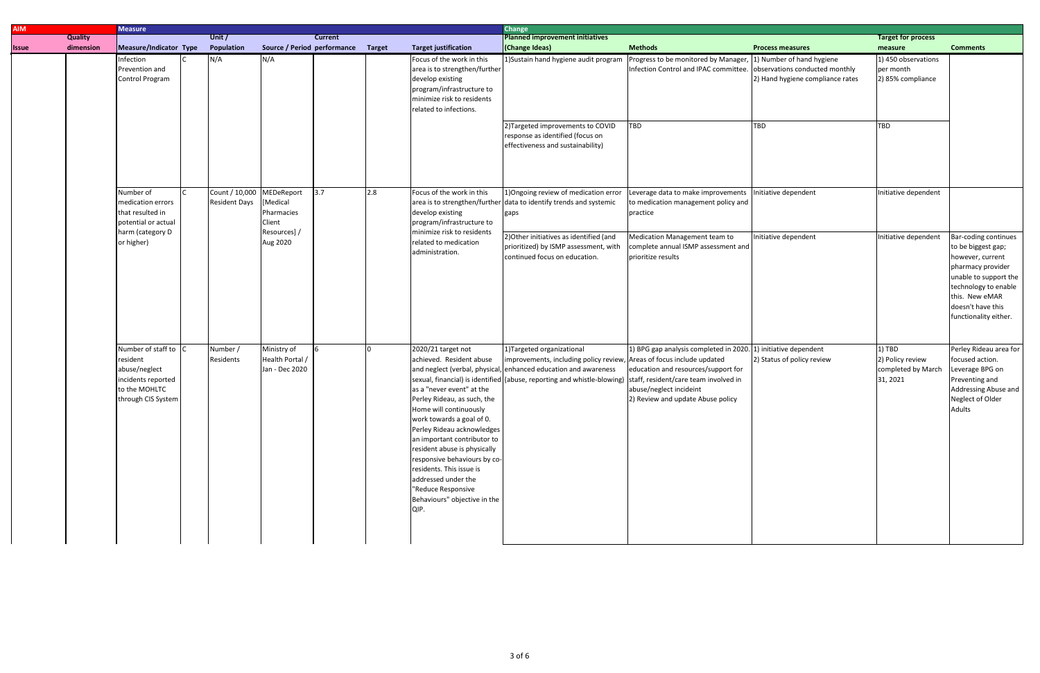| AIM | | Measure | | | | | | | Change | | | | |
|---|---|---|---|---|---|---|---|---|---|---|---|---|---|
| Issue | Quality dimension | Measure/Indicator | Type | Unit / Population | Source / Period | Current performance | Target | Target justification | Planned improvement initiatives (Change Ideas) | Methods | Process measures | Target for process measure | Comments |
| | | Infection Prevention and Control Program | C | N/A | N/A | | | Focus of the work in this area is to strengthen/further develop existing program/infrastructure to minimize risk to residents related to infections. | 1)Sustain hand hygiene audit program | Progress to be monitored by Manager, Infection Control and IPAC committee. | 1) Number of hand hygiene observations conducted monthly 2) Hand hygiene compliance rates | 1) 450 observations per month 2) 85% compliance | |
| | | | | | | | | | 2)Targeted improvements to COVID response as identified (focus on effectiveness and sustainability) | TBD | TBD | TBD | |
| | | Number of medication errors that resulted in potential or actual harm (category D or higher) | C | Count / 10,000 Resident Days | MEDeReport [Medical Pharmacies Client Resources] / Aug 2020 | 3.7 | 2.8 | Focus of the work in this area is to strengthen/further develop existing program/infrastructure to minimize risk to residents related to medication administration. | 1)Ongoing review of medication error data to identify trends and systemic gaps | Leverage data to make improvements to medication management policy and practice | Initiative dependent | Initiative dependent | |
| | | | | | | | | | 2)Other initiatives as identified (and prioritized) by ISMP assessment, with continued focus on education. | Medication Management team to complete annual ISMP assessment and prioritize results | Initiative dependent | Initiative dependent | Bar-coding continues to be biggest gap; however, current pharmacy provider unable to support the technology to enable this. New eMAR doesn't have this functionality either. |
| | | Number of staff to resident abuse/neglect incidents reported to the MOHLTC through CIS System | C | Number / Residents | Ministry of Health Portal / Jan - Dec 2020 | 6 | 0 | 2020/21 target not achieved. Resident abuse and neglect (verbal, physical, sexual, financial) is identified as a "never event" at the Perley Rideau, as such, the Home will continuously work towards a goal of 0. Perley Rideau acknowledges an important contributor to resident abuse is physically responsive behaviours by co-residents. This issue is addressed under the "Reduce Responsive Behaviours" objective in the QIP. | 1)Targeted organizational improvements, including policy review, enhanced education and awareness (abuse, reporting and whistle-blowing) | 1) BPG gap analysis completed in 2020. Areas of focus include updated education and resources/support for staff, resident/care team involved in abuse/neglect incideint 2) Review and update Abuse policy | 1) initiative dependent 2) Status of policy review | 1) TBD 2) Policy review completed by March 31, 2021 | Perley Rideau area for focused action. Leverage BPG on Preventing and Addressing Abuse and Neglect of Older Adults |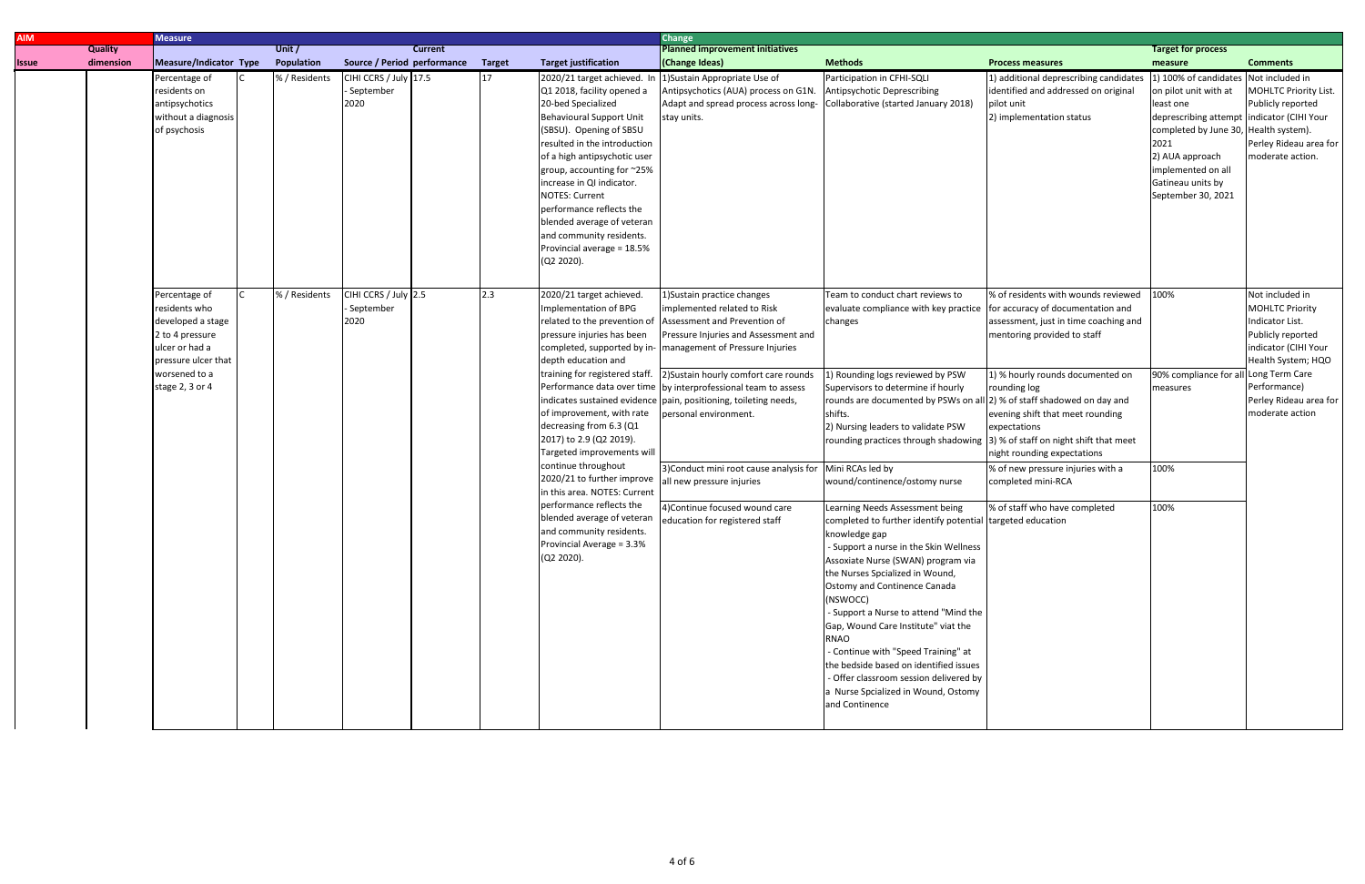| AIM | | Measure | | | | | | | Change | | | | |
|---|---|---|---|---|---|---|---|---|---|---|---|---|---|
| Issue | Quality dimension | Measure/Indicator | Type | Unit / Population | Source / Period | Current performance | Target | Target justification | Planned improvement initiatives (Change Ideas) | Methods | Process measures | Target for process measure | Comments |
| | | Percentage of residents on antipsychotics without a diagnosis of psychosis | C | % / Residents | CIHI CCRS / July - September 2020 | 17.5 | 17 | 2020/21 target achieved. In Q1 2018, facility opened a 20-bed Specialized Behavioural Support Unit (SBSU). Opening of SBSU resulted in the introduction of a high antipsychotic user group, accounting for ~25% increase in QI indicator. NOTES: Current performance reflects the blended average of veteran and community residents. Provincial average = 18.5% (Q2 2020). | 1)Sustain Appropriate Use of Antipsychotics (AUA) process on G1N. Adapt and spread process across long-stay units. | Participation in CFHI-SQLI Antipsychotic Deprescribing Collaborative (started January 2018) | 1) additional deprescribing candidates identified and addressed on original pilot unit 2) implementation status | 1) 100% of candidates on pilot unit with at least one deprescribing attempt completed by June 30, 2021 2) AUA approach implemented on all Gatineau units by September 30, 2021 | Not included in MOHLTC Priority List. Publicly reported indicator (CIHI Your Health system). Perley Rideau area for moderate action. |
| | | Percentage of residents who developed a stage 2 to 4 pressure ulcer or had a pressure ulcer that worsened to a stage 2, 3 or 4 | C | % / Residents | CIHI CCRS / July - September 2020 | 2.5 | 2.3 | 2020/21 target achieved. Implementation of BPG related to the prevention of pressure injuries has been completed, supported by in-depth education and training for registered staff. Performance data over time indicates sustained evidence of improvement, with rate decreasing from 6.3 (Q1 2017) to 2.9 (Q2 2019). Targeted improvements will continue throughout 2020/21 to further improve in this area. NOTES: Current performance reflects the blended average of veteran and community residents. Provincial Average = 3.3% (Q2 2020). | 1)Sustain practice changes implemented related to Risk Assessment and Prevention of Pressure Injuries and Assessment and management of Pressure Injuries | Team to conduct chart reviews to evaluate compliance with key practice changes | % of residents with wounds reviewed for accuracy of documentation and assessment, just in time coaching and mentoring provided to staff | 100% | Not included in MOHLTC Priority Indicator List. Publicly reported indicator (CIHI Your Health System; HQO Long Term Care Performance) Perley Rideau area for moderate action |
| | | | | | | | | | 2)Sustain hourly comfort care rounds by interprofessional team to assess pain, positioning, toileting needs, personal environment. | 1) Rounding logs reviewed by PSW Supervisors to determine if hourly rounds are documented by PSWs on all shifts. 2) Nursing leaders to validate PSW rounding practices through shadowing | 1) % hourly rounds documented on rounding log 2) % of staff shadowed on day and evening shift that meet rounding expectations 3) % of staff on night shift that meet night rounding expectations | 90% compliance for all measures | |
| | | | | | | | | | 3)Conduct mini root cause analysis for all new pressure injuries | Mini RCAs led by wound/continence/ostomy nurse | % of new pressure injuries with a completed mini-RCA | 100% | |
| | | | | | | | | | 4)Continue focused wound care education for registered staff | Learning Needs Assessment being completed to further identify potential knowledge gap - Support a nurse in the Skin Wellness Assoxiate Nurse (SWAN) program via the Nurses Spcialized in Wound, Ostomy and Continence Canada (NSWOCC) - Support a Nurse to attend "Mind the Gap, Wound Care Institute" viat the RNAO - Continue with "Speed Training" at the bedside based on identified issues - Offer classroom session delivered by a Nurse Spcialized in Wound, Ostomy and Continence | % of staff who have completed targeted education | 100% | |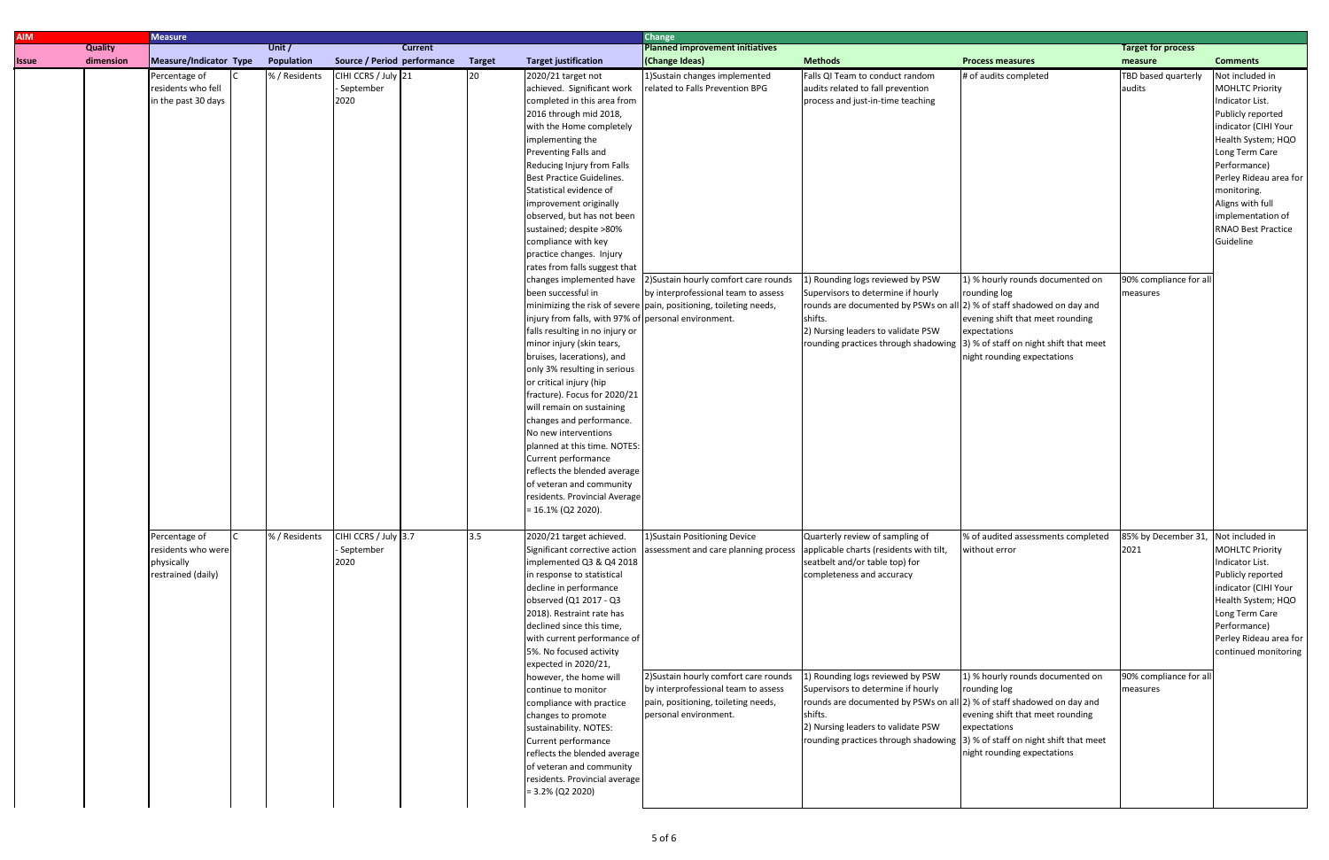| AIM | | Measure | | | | | | | | Change | | | | |
|---|---|---|---|---|---|---|---|---|---|---|---|---|---|---|
| Issue | Quality dimension | Measure/Indicator | Type | Unit / Population | Source / Period | Current performance | Target | Target justification | Planned improvement initiatives (Change Ideas) | Methods | Process measures | Target for process measure | Comments |
| | | Percentage of residents who fell in the past 30 days | C | % / Residents | CIHI CCRS / July - September 2020 | 21 | 20 | 2020/21 target not achieved. Significant work completed in this area from 2016 through mid 2018, with the Home completely implementing the Preventing Falls and Reducing Injury from Falls Best Practice Guidelines. Statistical evidence of improvement originally observed, but has not been sustained; despite >80% compliance with key practice changes. Injury rates from falls suggest that changes implemented have been successful in minimizing the risk of severe injury from falls, with 97% of falls resulting in no injury or minor injury (skin tears, bruises, lacerations), and only 3% resulting in serious or critical injury (hip fracture). Focus for 2020/21 will remain on sustaining changes and performance. No new interventions planned at this time. NOTES: Current performance reflects the blended average of veteran and community residents. Provincial Average = 16.1% (Q2 2020). | 1)Sustain changes implemented related to Falls Prevention BPG | Falls QI Team to conduct random audits related to fall prevention process and just-in-time teaching | # of audits completed | TBD based quarterly audits | Not included in MOHLTC Priority Indicator List. Publicly reported indicator (CIHI Your Health System; HQO Long Term Care Performance) Perley Rideau area for monitoring. Aligns with full implementation of RNAO Best Practice Guideline |
| | | | | | | | | | 2)Sustain hourly comfort care rounds by interprofessional team to assess pain, positioning, toileting needs, personal environment. | 1) Rounding logs reviewed by PSW Supervisors to determine if hourly rounds are documented by PSWs on all shifts. 2) Nursing leaders to validate PSW rounding practices through shadowing | 1) % hourly rounds documented on rounding log 2) % of staff shadowed on day and evening shift that meet rounding expectations 3) % of staff on night shift that meet night rounding expectations | 90% compliance for all measures | |
| | | Percentage of residents who were physically restrained (daily) | C | % / Residents | CIHI CCRS / July - September 2020 | 3.7 | 3.5 | 2020/21 target achieved. Significant corrective action implemented Q3 & Q4 2018 in response to statistical decline in performance observed (Q1 2017 - Q3 2018). Restraint rate has declined since this time, with current performance of 5%. No focused activity expected in 2020/21, however, the home will continue to monitor compliance with practice changes to promote sustainability. NOTES: Current performance reflects the blended average of veteran and community residents. Provincial average = 3.2% (Q2 2020) | 1)Sustain Positioning Device assessment and care planning process | Quarterly review of sampling of applicable charts (residents with tilt, seatbelt and/or table top) for completeness and accuracy | % of audited assessments completed without error | 85% by December 31, 2021 | Not included in MOHLTC Priority Indicator List. Publicly reported indicator (CIHI Your Health System; HQO Long Term Care Performance) Perley Rideau area for continued monitoring |
| | | | | | | | | | 2)Sustain hourly comfort care rounds by interprofessional team to assess pain, positioning, toileting needs, personal environment. | 1) Rounding logs reviewed by PSW Supervisors to determine if hourly rounds are documented by PSWs on all shifts. 2) Nursing leaders to validate PSW rounding practices through shadowing | 1) % hourly rounds documented on rounding log 2) % of staff shadowed on day and evening shift that meet rounding expectations 3) % of staff on night shift that meet night rounding expectations | 90% compliance for all measures | |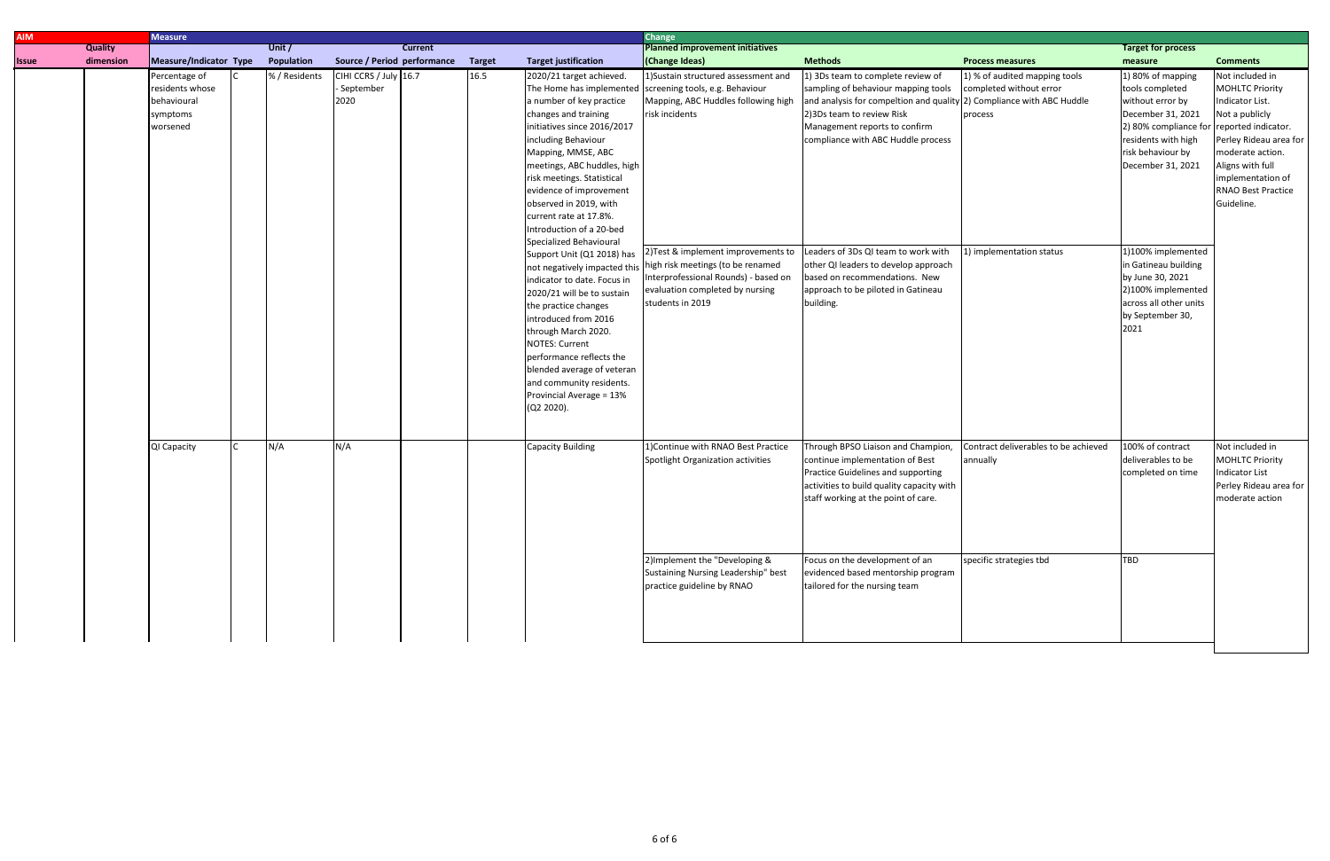| AIM | | Measure | | | | | | | Change | | | | |
|---|---|---|---|---|---|---|---|---|---|---|---|---|---|
| Issue | Quality dimension | Measure/Indicator | Type | Unit / Population | Source / Period | Current performance | Target | Target justification | Planned improvement initiatives (Change Ideas) | Methods | Process measures | Target for process measure | Comments |
| | | Percentage of residents whose behavioural symptoms worsened | C | % / Residents | CIHI CCRS / July - September 2020 | 16.7 | 16.5 | 2020/21 target achieved. The Home has implemented a number of key practice changes and training initiatives since 2016/2017 including Behaviour Mapping, MMSE, ABC meetings, ABC huddles, high risk meetings. Statistical evidence of improvement observed in 2019, with current rate at 17.8%. Introduction of a 20-bed Specialized Behavioural Support Unit (Q1 2018) has not negatively impacted this indicator to date. Focus in 2020/21 will be to sustain the practice changes introduced from 2016 through March 2020. NOTES: Current performance reflects the blended average of veteran and community residents. Provincial Average = 13% (Q2 2020). | 1)Sustain structured assessment and screening tools, e.g. Behaviour Mapping, ABC Huddles following high risk incidents | 1) 3Ds team to complete review of sampling of behaviour mapping tools and analysis for compeltion and quality 2)3Ds team to review Risk Management reports to confirm compliance with ABC Huddle process | 1) % of audited mapping tools completed without error 2) Compliance with ABC Huddle process | 1) 80% of mapping tools completed without error by December 31, 2021 2) 80% compliance for residents with high risk behaviour by December 31, 2021 | Not included in MOHLTC Priority Indicator List. Not a publicly reported indicator. Perley Rideau area for moderate action. Aligns with full implementation of RNAO Best Practice Guideline. |
| | | | | | | | | | 2)Test & implement improvements to high risk meetings (to be renamed Interprofessional Rounds) - based on evaluation completed by nursing students in 2019 | Leaders of 3Ds QI team to work with other QI leaders to develop approach based on recommendations. New approach to be piloted in Gatineau building. | 1) implementation status | 1)100% implemented in Gatineau building by June 30, 2021 2)100% implemented across all other units by September 30, 2021 | |
| | | QI Capacity | C | N/A | N/A | | | Capacity Building | 1)Continue with RNAO Best Practice Spotlight Organization activities | Through BPSO Liaison and Champion, continue implementation of Best Practice Guidelines and supporting activities to build quality capacity with staff working at the point of care. | Contract deliverables to be achieved annually | 100% of contract deliverables to be completed on time | Not included in MOHLTC Priority Indicator List Perley Rideau area for moderate action |
| | | | | | | | | | 2)Implement the "Developing & Sustaining Nursing Leadership" best practice guideline by RNAO | Focus on the development of an evidenced based mentorship program tailored for the nursing team | specific strategies tbd | TBD | |